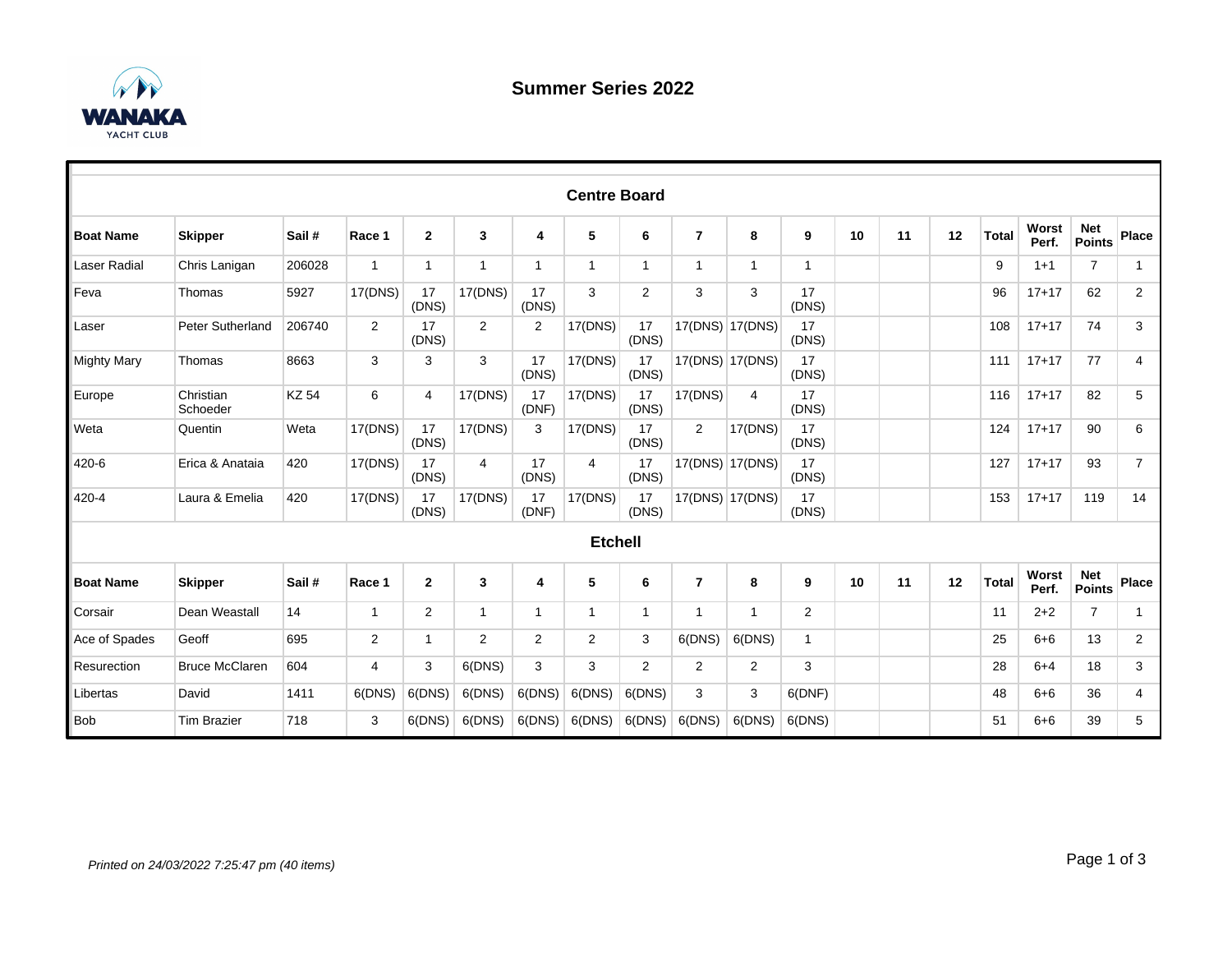# Summer Series 2022

## Centre Board

| Boat Name | Skipper | Sail # | Race 1 | 2 | 3 | 4 | 5 | 6 | 7 | 8 | 9 | 10 | 11 | 12 | Total | Worst Perf. | Net Points | Place |
|---|---|---|---|---|---|---|---|---|---|---|---|---|---|---|---|---|---|---|
| Laser Radial | Chris Lanigan | 206028 | 1 | 1 | 1 | 1 | 1 | 1 | 1 | 1 | 1 | | | | 9 | 1+1 | 7 | 1 |
| Feva | Thomas | 5927 | 17(DNS) | 17 (DNS) | 17(DNS) | 17 (DNS) | 3 | 2 | 3 | 3 | 17 (DNS) | | | | 96 | 17+17 | 62 | 2 |
| Laser | Peter Sutherland | 206740 | 2 | 17 (DNS) | 2 | 2 | 17(DNS) | 17 (DNS) | 17(DNS) | 17(DNS) | 17 (DNS) | | | | 108 | 17+17 | 74 | 3 |
| Mighty Mary | Thomas | 8663 | 3 | 3 | 3 | 17 (DNS) | 17(DNS) | 17 (DNS) | 17(DNS) | 17(DNS) | 17 (DNS) | | | | 111 | 17+17 | 77 | 4 |
| Europe | Christian Schoeder | KZ 54 | 6 | 4 | 17(DNS) | 17 (DNF) | 17(DNS) | 17 (DNS) | 17(DNS) | 4 | 17 (DNS) | | | | 116 | 17+17 | 82 | 5 |
| Weta | Quentin | Weta | 17(DNS) | 17 (DNS) | 17(DNS) | 3 | 17(DNS) | 17 (DNS) | 2 | 17(DNS) | 17 (DNS) | | | | 124 | 17+17 | 90 | 6 |
| 420-6 | Erica & Anataia | 420 | 17(DNS) | 17 (DNS) | 4 | 17 (DNS) | 4 | 17 (DNS) | 17(DNS) | 17(DNS) | 17 (DNS) | | | | 127 | 17+17 | 93 | 7 |
| 420-4 | Laura & Emelia | 420 | 17(DNS) | 17 (DNS) | 17(DNS) | 17 (DNF) | 17(DNS) | 17 (DNS) | 17(DNS) | 17(DNS) | 17 (DNS) | | | | 153 | 17+17 | 119 | 14 |

## Etchell

| Boat Name | Skipper | Sail # | Race 1 | 2 | 3 | 4 | 5 | 6 | 7 | 8 | 9 | 10 | 11 | 12 | Total | Worst Perf. | Net Points | Place |
|---|---|---|---|---|---|---|---|---|---|---|---|---|---|---|---|---|---|---|
| Corsair | Dean Weastall | 14 | 1 | 2 | 1 | 1 | 1 | 1 | 1 | 1 | 2 | | | | 11 | 2+2 | 7 | 1 |
| Ace of Spades | Geoff | 695 | 2 | 1 | 2 | 2 | 2 | 3 | 6(DNS) | 6(DNS) | 1 | | | | 25 | 6+6 | 13 | 2 |
| Resurection | Bruce McClaren | 604 | 4 | 3 | 6(DNS) | 3 | 3 | 2 | 2 | 2 | 3 | | | | 28 | 6+4 | 18 | 3 |
| Libertas | David | 1411 | 6(DNS) | 6(DNS) | 6(DNS) | 6(DNS) | 6(DNS) | 6(DNS) | 3 | 3 | 6(DNF) | | | | 48 | 6+6 | 36 | 4 |
| Bob | Tim Brazier | 718 | 3 | 6(DNS) | 6(DNS) | 6(DNS) | 6(DNS) | 6(DNS) | 6(DNS) | 6(DNS) | 6(DNS) | | | | 51 | 6+6 | 39 | 5 |

*Printed on 24/03/2022 7:25:47 pm (40 items)*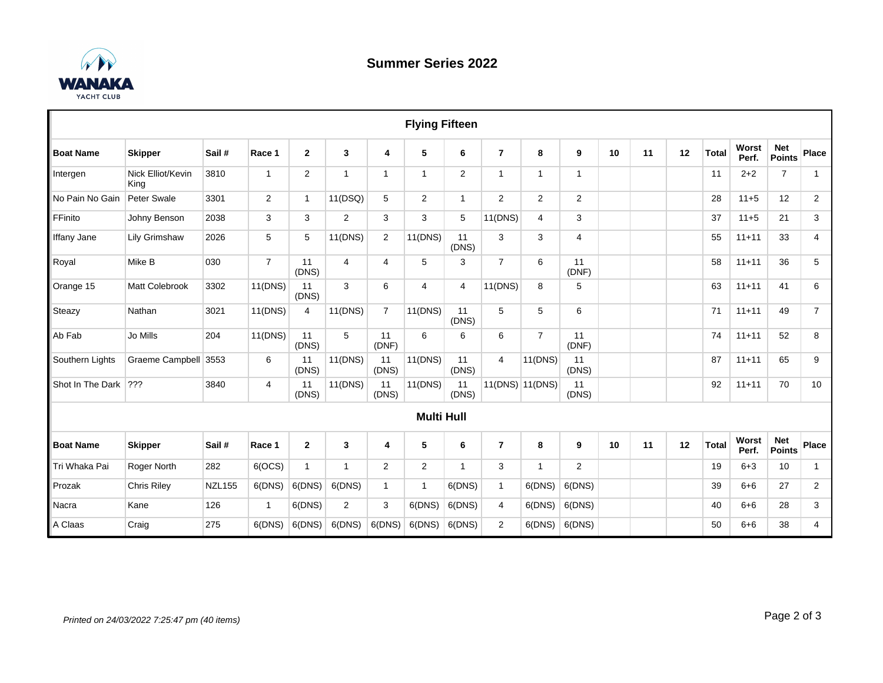WANAKA YACHT CLUB

# Summer Series 2022

## Flying Fifteen

| Boat Name | Skipper | Sail # | Race 1 | 2 | 3 | 4 | 5 | 6 | 7 | 8 | 9 | 10 | 11 | 12 | Total | Worst Perf. | Net Points | Place |
|---|---|---|---|---|---|---|---|---|---|---|---|---|---|---|---|---|---|---|
| Intergen | Nick Elliot/Kevin King | 3810 | 1 | 2 | 1 | 1 | 1 | 2 | 1 | 1 | 1 | | | | 11 | 2+2 | 7 | 1 |
| No Pain No Gain | Peter Swale | 3301 | 2 | 1 | 11(DSQ) | 5 | 2 | 1 | 2 | 2 | 2 | | | | 28 | 11+5 | 12 | 2 |
| FFinito | Johny Benson | 2038 | 3 | 3 | 2 | 3 | 3 | 5 | 11(DNS) | 4 | 3 | | | | 37 | 11+5 | 21 | 3 |
| Iffany Jane | Lily Grimshaw | 2026 | 5 | 5 | 11(DNS) | 2 | 11(DNS) | 11 (DNS) | 3 | 3 | 4 | | | | 55 | 11+11 | 33 | 4 |
| Royal | Mike B | 030 | 7 | 11 (DNS) | 4 | 4 | 5 | 3 | 7 | 6 | 11 (DNF) | | | | 58 | 11+11 | 36 | 5 |
| Orange 15 | Matt Colebrook | 3302 | 11(DNS) | 11 (DNS) | 3 | 6 | 4 | 4 | 11(DNS) | 8 | 5 | | | | 63 | 11+11 | 41 | 6 |
| Steazy | Nathan | 3021 | 11(DNS) | 4 | 11(DNS) | 7 | 11(DNS) | 11 (DNS) | 5 | 5 | 6 | | | | 71 | 11+11 | 49 | 7 |
| Ab Fab | Jo Mills | 204 | 11(DNS) | 11 (DNS) | 5 | 11 (DNF) | 6 | 6 | 6 | 7 | 11 (DNF) | | | | 74 | 11+11 | 52 | 8 |
| Southern Lights | Graeme Campbell | 3553 | 6 | 11 (DNS) | 11(DNS) | 11 (DNS) | 11(DNS) | 11 (DNS) | 4 | 11(DNS) | 11 (DNS) | | | | 87 | 11+11 | 65 | 9 |
| Shot In The Dark | ??? | 3840 | 4 | 11 (DNS) | 11(DNS) | 11 (DNS) | 11(DNS) | 11 (DNS) | 11(DNS) | 11(DNS) | 11 (DNS) | | | | 92 | 11+11 | 70 | 10 |

## Multi Hull

| Boat Name | Skipper | Sail # | Race 1 | 2 | 3 | 4 | 5 | 6 | 7 | 8 | 9 | 10 | 11 | 12 | Total | Worst Perf. | Net Points | Place |
|---|---|---|---|---|---|---|---|---|---|---|---|---|---|---|---|---|---|---|
| Tri Whaka Pai | Roger North | 282 | 6(OCS) | 1 | 1 | 2 | 2 | 1 | 3 | 1 | 2 | | | | 19 | 6+3 | 10 | 1 |
| Prozak | Chris Riley | NZL155 | 6(DNS) | 6(DNS) | 6(DNS) | 1 | 1 | 6(DNS) | 1 | 6(DNS) | 6(DNS) | | | | 39 | 6+6 | 27 | 2 |
| Nacra | Kane | 126 | 1 | 6(DNS) | 2 | 3 | 6(DNS) | 6(DNS) | 4 | 6(DNS) | 6(DNS) | | | | 40 | 6+6 | 28 | 3 |
| A Claas | Craig | 275 | 6(DNS) | 6(DNS) | 6(DNS) | 6(DNS) | 6(DNS) | 6(DNS) | 2 | 6(DNS) | 6(DNS) | | | | 50 | 6+6 | 38 | 4 |

*Printed on 24/03/2022 7:25:47 pm (40 items)*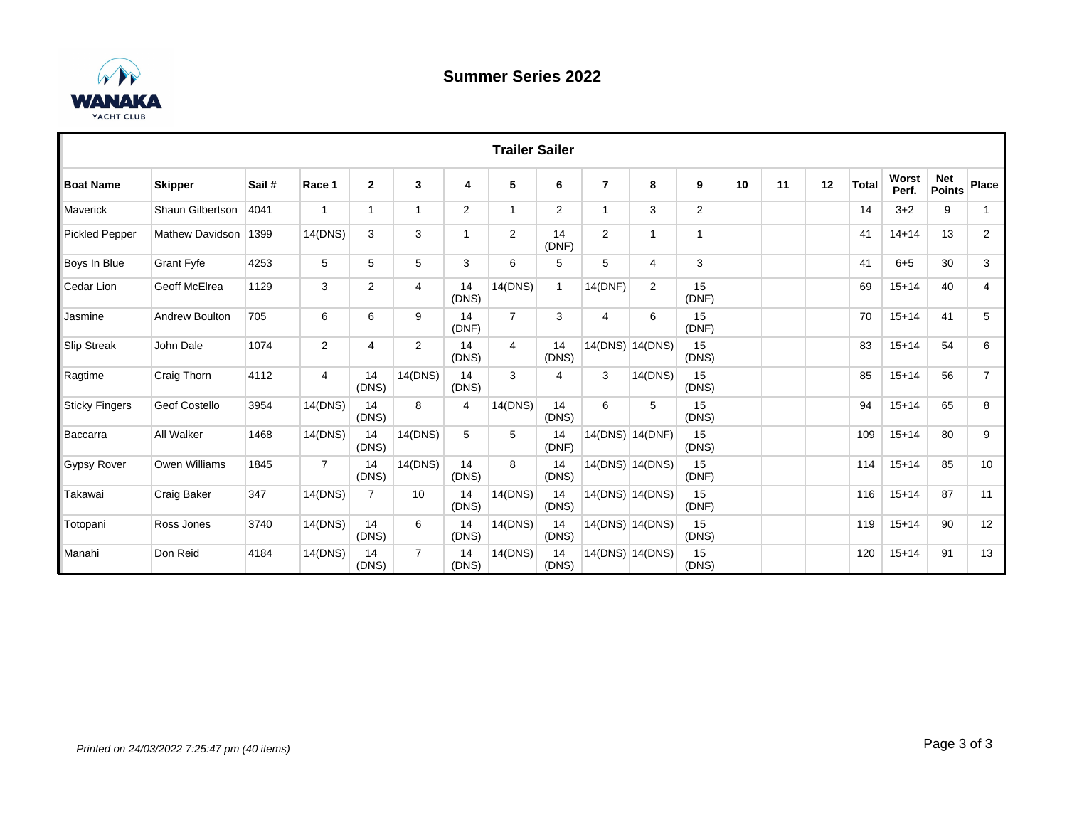WANAKA YACHT CLUB

# Summer Series 2022

## Trailer Sailer

| Boat Name | Skipper | Sail # | Race 1 | 2 | 3 | 4 | 5 | 6 | 7 | 8 | 9 | 10 | 11 | 12 | Total | Worst Perf. | Net Points | Place |
|---|---|---|---|---|---|---|---|---|---|---|---|---|---|---|---|---|---|---|
| Maverick | Shaun Gilbertson | 4041 | 1 | 1 | 1 | 2 | 1 | 2 | 1 | 3 | 2 | | | | 14 | 3+2 | 9 | 1 |
| Pickled Pepper | Mathew Davidson | 1399 | 14(DNS) | 3 | 3 | 1 | 2 | 14 (DNF) | 2 | 1 | 1 | | | | 41 | 14+14 | 13 | 2 |
| Boys In Blue | Grant Fyfe | 4253 | 5 | 5 | 5 | 3 | 6 | 5 | 5 | 4 | 3 | | | | 41 | 6+5 | 30 | 3 |
| Cedar Lion | Geoff McElrea | 1129 | 3 | 2 | 4 | 14 (DNS) | 14(DNS) | 1 | 14(DNF) | 2 | 15 (DNF) | | | | 69 | 15+14 | 40 | 4 |
| Jasmine | Andrew Boulton | 705 | 6 | 6 | 9 | 14 (DNF) | 7 | 3 | 4 | 6 | 15 (DNF) | | | | 70 | 15+14 | 41 | 5 |
| Slip Streak | John Dale | 1074 | 2 | 4 | 2 | 14 (DNS) | 4 | 14 (DNS) | 14(DNS) | 14(DNS) | 15 (DNS) | | | | 83 | 15+14 | 54 | 6 |
| Ragtime | Craig Thorn | 4112 | 4 | 14 (DNS) | 14(DNS) | 14 (DNS) | 3 | 4 | 3 | 14(DNS) | 15 (DNS) | | | | 85 | 15+14 | 56 | 7 |
| Sticky Fingers | Geof Costello | 3954 | 14(DNS) | 14 (DNS) | 8 | 4 | 14(DNS) | 14 (DNS) | 6 | 5 | 15 (DNS) | | | | 94 | 15+14 | 65 | 8 |
| Baccarra | All Walker | 1468 | 14(DNS) | 14 (DNS) | 14(DNS) | 5 | 5 | 14 (DNF) | 14(DNS) | 14(DNF) | 15 (DNS) | | | | 109 | 15+14 | 80 | 9 |
| Gypsy Rover | Owen Williams | 1845 | 7 | 14 (DNS) | 14(DNS) | 14 (DNS) | 8 | 14 (DNS) | 14(DNS) | 14(DNS) | 15 (DNF) | | | | 114 | 15+14 | 85 | 10 |
| Takawai | Craig Baker | 347 | 14(DNS) | 7 | 10 | 14 (DNS) | 14(DNS) | 14 (DNS) | 14(DNS) | 14(DNS) | 15 (DNF) | | | | 116 | 15+14 | 87 | 11 |
| Totopani | Ross Jones | 3740 | 14(DNS) | 14 (DNS) | 6 | 14 (DNS) | 14(DNS) | 14 (DNS) | 14(DNS) | 14(DNS) | 15 (DNS) | | | | 119 | 15+14 | 90 | 12 |
| Manahi | Don Reid | 4184 | 14(DNS) | 14 (DNS) | 7 | 14 (DNS) | 14(DNS) | 14 (DNS) | 14(DNS) | 14(DNS) | 15 (DNS) | | | | 120 | 15+14 | 91 | 13 |

*Printed on 24/03/2022 7:25:47 pm (40 items)*